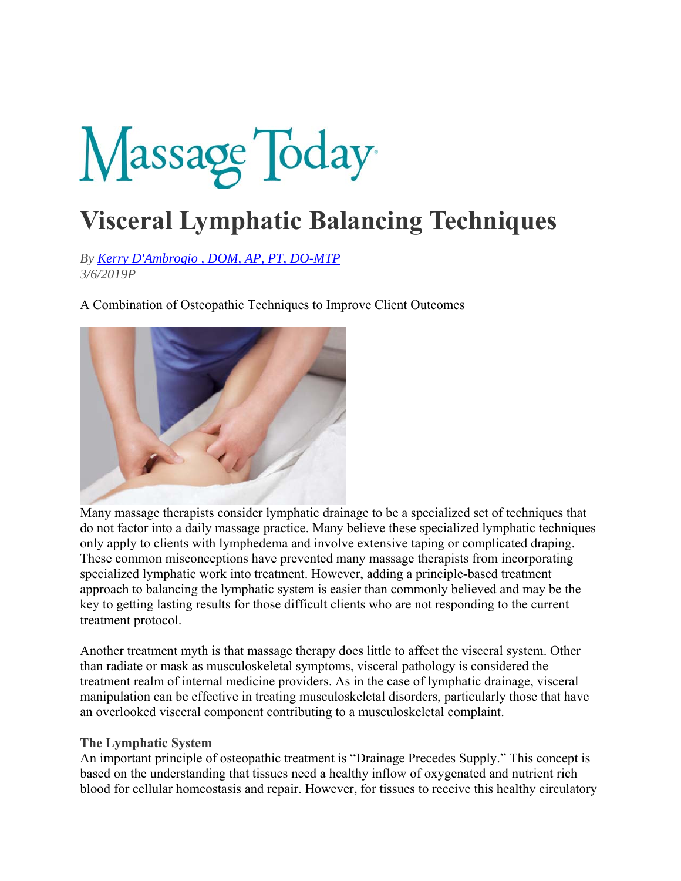# Massage Today

# Visceral Lymphatic Balancing Techniques

*By Kerry D'Ambrogio , DOM, AP, PT, DO-MTP*
*3/6/2019P*

A Combination of Osteopathic Techniques to Improve Client Outcomes

Many massage therapists consider lymphatic drainage to be a specialized set of techniques that do not factor into a daily massage practice. Many believe these specialized lymphatic techniques only apply to clients with lymphedema and involve extensive taping or complicated draping. These common misconceptions have prevented many massage therapists from incorporating specialized lymphatic work into treatment. However, adding a principle-based treatment approach to balancing the lymphatic system is easier than commonly believed and may be the key to getting lasting results for those difficult clients who are not responding to the current treatment protocol.

Another treatment myth is that massage therapy does little to affect the visceral system. Other than radiate or mask as musculoskeletal symptoms, visceral pathology is considered the treatment realm of internal medicine providers. As in the case of lymphatic drainage, visceral manipulation can be effective in treating musculoskeletal disorders, particularly those that have an overlooked visceral component contributing to a musculoskeletal complaint.

### The Lymphatic System

An important principle of osteopathic treatment is "Drainage Precedes Supply." This concept is based on the understanding that tissues need a healthy inflow of oxygenated and nutrient rich blood for cellular homeostasis and repair. However, for tissues to receive this healthy circulatory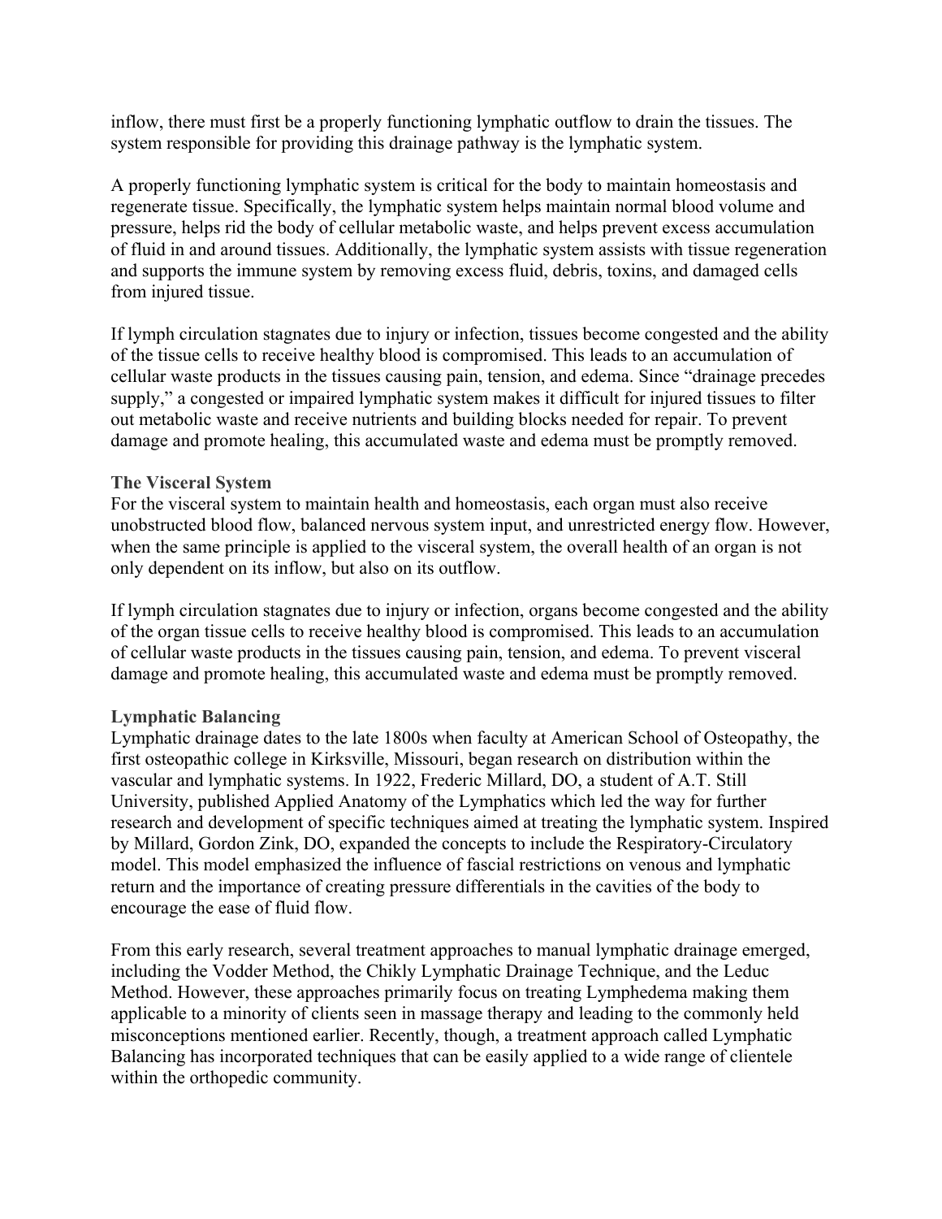inflow, there must first be a properly functioning lymphatic outflow to drain the tissues. The system responsible for providing this drainage pathway is the lymphatic system.

A properly functioning lymphatic system is critical for the body to maintain homeostasis and regenerate tissue. Specifically, the lymphatic system helps maintain normal blood volume and pressure, helps rid the body of cellular metabolic waste, and helps prevent excess accumulation of fluid in and around tissues. Additionally, the lymphatic system assists with tissue regeneration and supports the immune system by removing excess fluid, debris, toxins, and damaged cells from injured tissue.

If lymph circulation stagnates due to injury or infection, tissues become congested and the ability of the tissue cells to receive healthy blood is compromised. This leads to an accumulation of cellular waste products in the tissues causing pain, tension, and edema. Since "drainage precedes supply," a congested or impaired lymphatic system makes it difficult for injured tissues to filter out metabolic waste and receive nutrients and building blocks needed for repair. To prevent damage and promote healing, this accumulated waste and edema must be promptly removed.

### The Visceral System

For the visceral system to maintain health and homeostasis, each organ must also receive unobstructed blood flow, balanced nervous system input, and unrestricted energy flow. However, when the same principle is applied to the visceral system, the overall health of an organ is not only dependent on its inflow, but also on its outflow.

If lymph circulation stagnates due to injury or infection, organs become congested and the ability of the organ tissue cells to receive healthy blood is compromised. This leads to an accumulation of cellular waste products in the tissues causing pain, tension, and edema. To prevent visceral damage and promote healing, this accumulated waste and edema must be promptly removed.

### Lymphatic Balancing

Lymphatic drainage dates to the late 1800s when faculty at American School of Osteopathy, the first osteopathic college in Kirksville, Missouri, began research on distribution within the vascular and lymphatic systems. In 1922, Frederic Millard, DO, a student of A.T. Still University, published Applied Anatomy of the Lymphatics which led the way for further research and development of specific techniques aimed at treating the lymphatic system. Inspired by Millard, Gordon Zink, DO, expanded the concepts to include the Respiratory-Circulatory model. This model emphasized the influence of fascial restrictions on venous and lymphatic return and the importance of creating pressure differentials in the cavities of the body to encourage the ease of fluid flow.

From this early research, several treatment approaches to manual lymphatic drainage emerged, including the Vodder Method, the Chikly Lymphatic Drainage Technique, and the Leduc Method. However, these approaches primarily focus on treating Lymphedema making them applicable to a minority of clients seen in massage therapy and leading to the commonly held misconceptions mentioned earlier. Recently, though, a treatment approach called Lymphatic Balancing has incorporated techniques that can be easily applied to a wide range of clientele within the orthopedic community.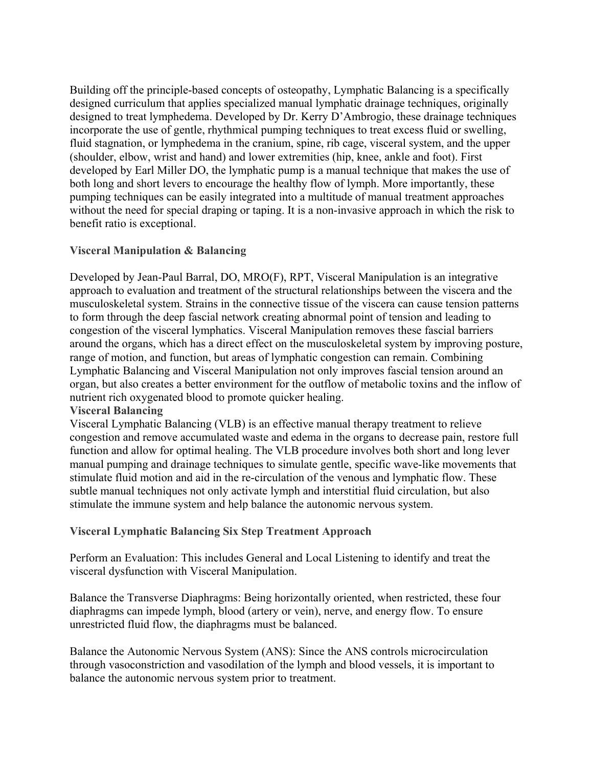Building off the principle-based concepts of osteopathy, Lymphatic Balancing is a specifically designed curriculum that applies specialized manual lymphatic drainage techniques, originally designed to treat lymphedema. Developed by Dr. Kerry D'Ambrogio, these drainage techniques incorporate the use of gentle, rhythmical pumping techniques to treat excess fluid or swelling, fluid stagnation, or lymphedema in the cranium, spine, rib cage, visceral system, and the upper (shoulder, elbow, wrist and hand) and lower extremities (hip, knee, ankle and foot). First developed by Earl Miller DO, the lymphatic pump is a manual technique that makes the use of both long and short levers to encourage the healthy flow of lymph. More importantly, these pumping techniques can be easily integrated into a multitude of manual treatment approaches without the need for special draping or taping. It is a non-invasive approach in which the risk to benefit ratio is exceptional.

### Visceral Manipulation & Balancing

Developed by Jean-Paul Barral, DO, MRO(F), RPT, Visceral Manipulation is an integrative approach to evaluation and treatment of the structural relationships between the viscera and the musculoskeletal system. Strains in the connective tissue of the viscera can cause tension patterns to form through the deep fascial network creating abnormal point of tension and leading to congestion of the visceral lymphatics. Visceral Manipulation removes these fascial barriers around the organs, which has a direct effect on the musculoskeletal system by improving posture, range of motion, and function, but areas of lymphatic congestion can remain. Combining Lymphatic Balancing and Visceral Manipulation not only improves fascial tension around an organ, but also creates a better environment for the outflow of metabolic toxins and the inflow of nutrient rich oxygenated blood to promote quicker healing.

### Visceral Balancing

Visceral Lymphatic Balancing (VLB) is an effective manual therapy treatment to relieve congestion and remove accumulated waste and edema in the organs to decrease pain, restore full function and allow for optimal healing. The VLB procedure involves both short and long lever manual pumping and drainage techniques to simulate gentle, specific wave-like movements that stimulate fluid motion and aid in the re-circulation of the venous and lymphatic flow. These subtle manual techniques not only activate lymph and interstitial fluid circulation, but also stimulate the immune system and help balance the autonomic nervous system.

### Visceral Lymphatic Balancing Six Step Treatment Approach

Perform an Evaluation: This includes General and Local Listening to identify and treat the visceral dysfunction with Visceral Manipulation.

Balance the Transverse Diaphragms: Being horizontally oriented, when restricted, these four diaphragms can impede lymph, blood (artery or vein), nerve, and energy flow. To ensure unrestricted fluid flow, the diaphragms must be balanced.

Balance the Autonomic Nervous System (ANS): Since the ANS controls microcirculation through vasoconstriction and vasodilation of the lymph and blood vessels, it is important to balance the autonomic nervous system prior to treatment.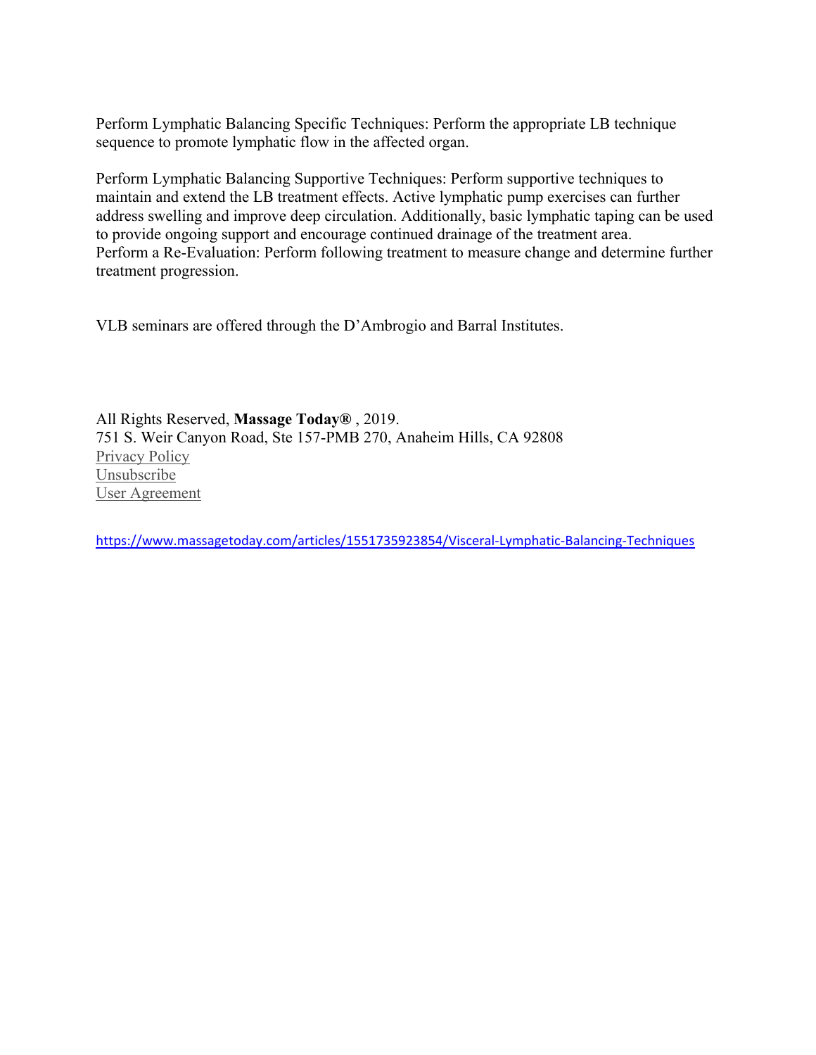Perform Lymphatic Balancing Specific Techniques: Perform the appropriate LB technique sequence to promote lymphatic flow in the affected organ.

Perform Lymphatic Balancing Supportive Techniques: Perform supportive techniques to maintain and extend the LB treatment effects. Active lymphatic pump exercises can further address swelling and improve deep circulation. Additionally, basic lymphatic taping can be used to provide ongoing support and encourage continued drainage of the treatment area.
Perform a Re-Evaluation: Perform following treatment to measure change and determine further treatment progression.

VLB seminars are offered through the D'Ambrogio and Barral Institutes.

All Rights Reserved, **Massage Today®** , 2019.
751 S. Weir Canyon Road, Ste 157-PMB 270, Anaheim Hills, CA 92808
Privacy Policy
Unsubscribe
User Agreement

https://www.massagetoday.com/articles/1551735923854/Visceral-Lymphatic-Balancing-Techniques